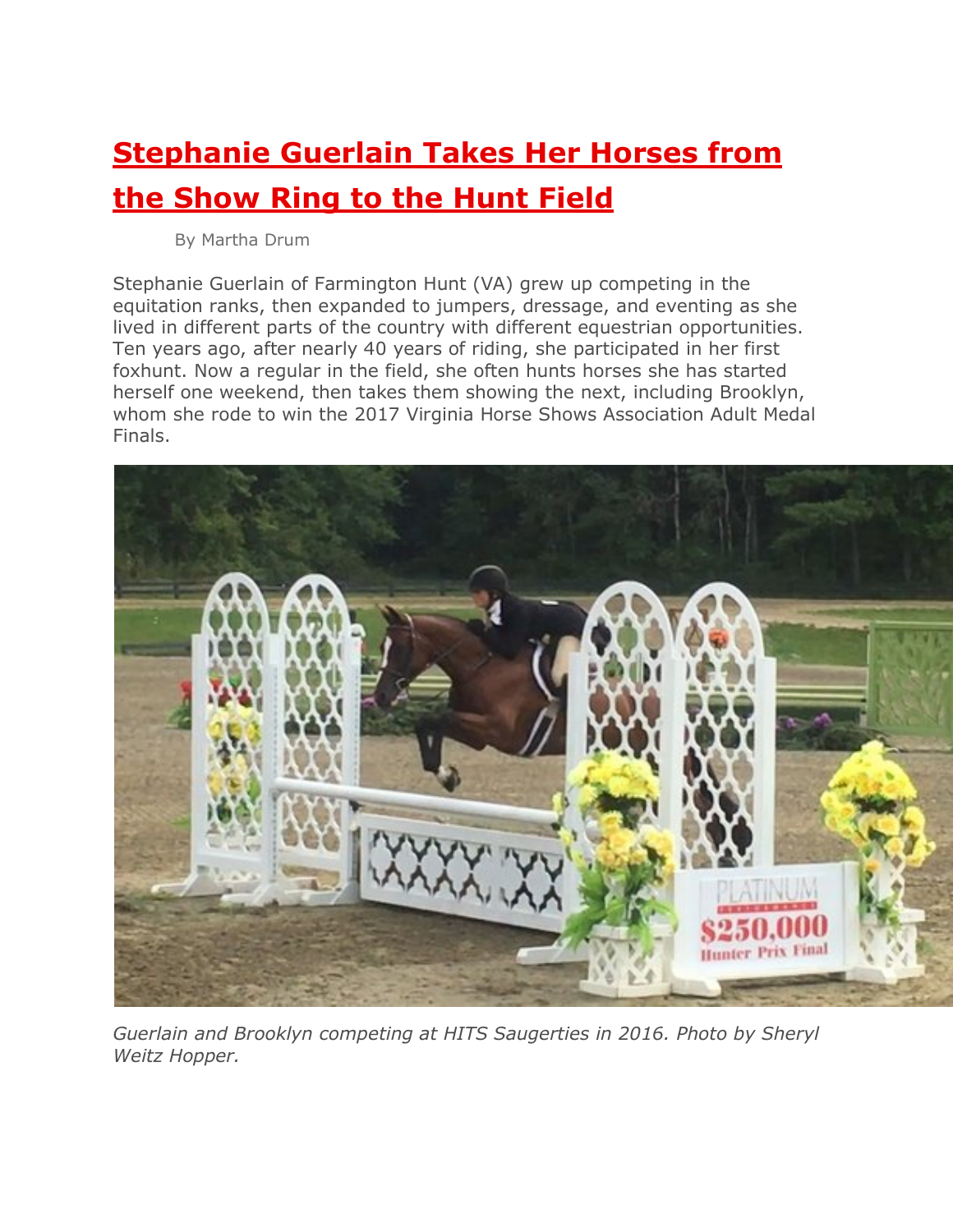# Stephanie Guerlain Takes Her Horses from the Show Ring to the Hunt Field

By Martha Drum

Stephanie Guerlain of Farmington Hunt (VA) grew up competing in the equitation ranks, then expanded to jumpers, dressage, and eventing as she lived in different parts of the country with different equestrian opportunities. Ten years ago, after nearly 40 years of riding, she participated in her first foxhunt. Now a regular in the field, she often hunts horses she has started herself one weekend, then takes them showing the next, including Brooklyn, whom she rode to win the 2017 Virginia Horse Shows Association Adult Medal Finals.

*Guerlain and Brooklyn competing at HITS Saugerties in 2016. Photo by Sheryl Weitz Hopper.*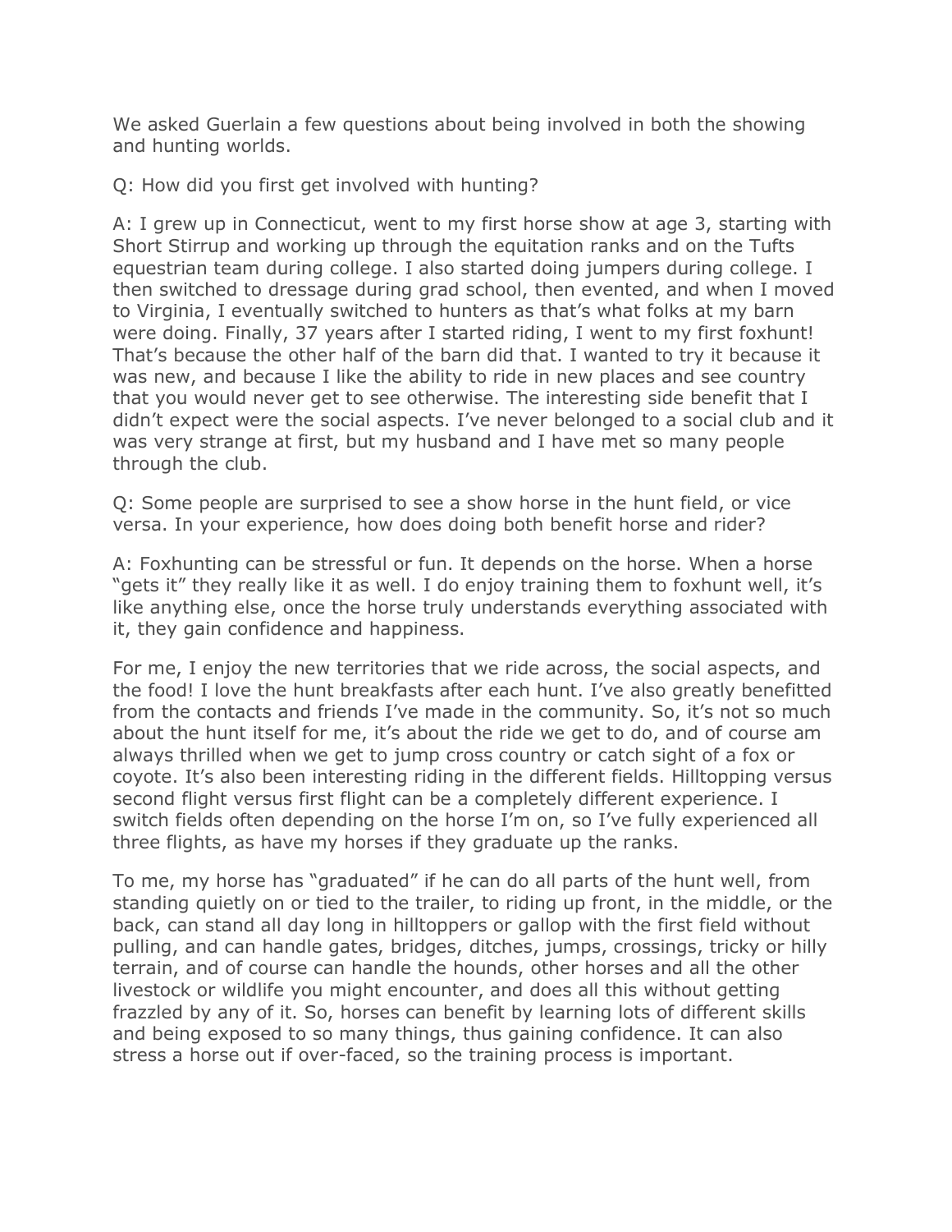We asked Guerlain a few questions about being involved in both the showing and hunting worlds.

Q: How did you first get involved with hunting?

A: I grew up in Connecticut, went to my first horse show at age 3, starting with Short Stirrup and working up through the equitation ranks and on the Tufts equestrian team during college. I also started doing jumpers during college. I then switched to dressage during grad school, then evented, and when I moved to Virginia, I eventually switched to hunters as that's what folks at my barn were doing. Finally, 37 years after I started riding, I went to my first foxhunt! That's because the other half of the barn did that. I wanted to try it because it was new, and because I like the ability to ride in new places and see country that you would never get to see otherwise. The interesting side benefit that I didn't expect were the social aspects. I've never belonged to a social club and it was very strange at first, but my husband and I have met so many people through the club.

Q: Some people are surprised to see a show horse in the hunt field, or vice versa. In your experience, how does doing both benefit horse and rider?

A: Foxhunting can be stressful or fun. It depends on the horse. When a horse "gets it" they really like it as well. I do enjoy training them to foxhunt well, it's like anything else, once the horse truly understands everything associated with it, they gain confidence and happiness.

For me, I enjoy the new territories that we ride across, the social aspects, and the food! I love the hunt breakfasts after each hunt. I've also greatly benefitted from the contacts and friends I've made in the community. So, it's not so much about the hunt itself for me, it's about the ride we get to do, and of course am always thrilled when we get to jump cross country or catch sight of a fox or coyote. It's also been interesting riding in the different fields. Hilltopping versus second flight versus first flight can be a completely different experience. I switch fields often depending on the horse I'm on, so I've fully experienced all three flights, as have my horses if they graduate up the ranks.

To me, my horse has "graduated" if he can do all parts of the hunt well, from standing quietly on or tied to the trailer, to riding up front, in the middle, or the back, can stand all day long in hilltoppers or gallop with the first field without pulling, and can handle gates, bridges, ditches, jumps, crossings, tricky or hilly terrain, and of course can handle the hounds, other horses and all the other livestock or wildlife you might encounter, and does all this without getting frazzled by any of it. So, horses can benefit by learning lots of different skills and being exposed to so many things, thus gaining confidence. It can also stress a horse out if over-faced, so the training process is important.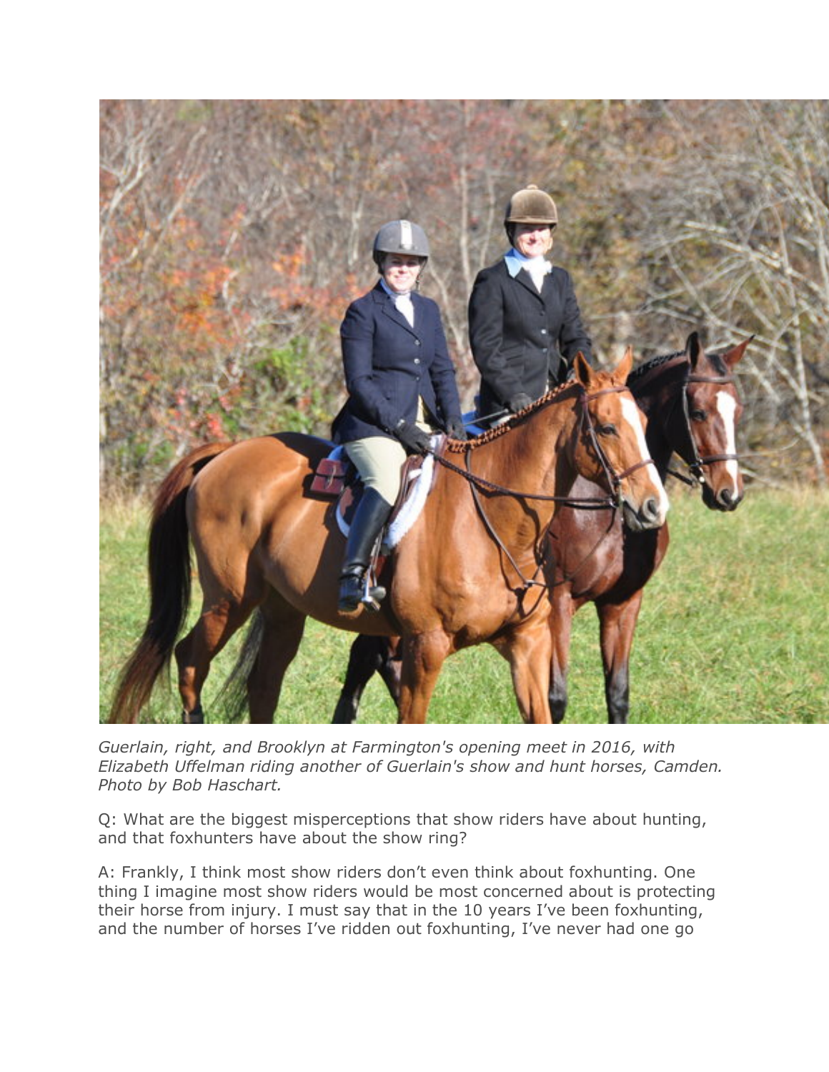*Guerlain, right, and Brooklyn at Farmington's opening meet in 2016, with Elizabeth Uffelman riding another of Guerlain's show and hunt horses, Camden. Photo by Bob Haschart.*

Q: What are the biggest misperceptions that show riders have about hunting, and that foxhunters have about the show ring?

A: Frankly, I think most show riders don't even think about foxhunting. One thing I imagine most show riders would be most concerned about is protecting their horse from injury. I must say that in the 10 years I've been foxhunting, and the number of horses I've ridden out foxhunting, I've never had one go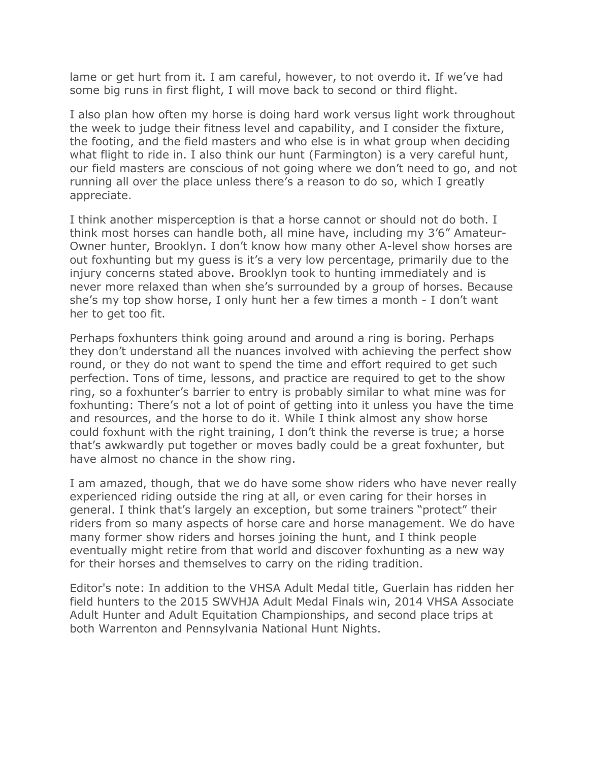lame or get hurt from it. I am careful, however, to not overdo it. If we've had some big runs in first flight, I will move back to second or third flight.

I also plan how often my horse is doing hard work versus light work throughout the week to judge their fitness level and capability, and I consider the fixture, the footing, and the field masters and who else is in what group when deciding what flight to ride in. I also think our hunt (Farmington) is a very careful hunt, our field masters are conscious of not going where we don't need to go, and not running all over the place unless there's a reason to do so, which I greatly appreciate.

I think another misperception is that a horse cannot or should not do both. I think most horses can handle both, all mine have, including my 3'6" Amateur-Owner hunter, Brooklyn. I don't know how many other A-level show horses are out foxhunting but my guess is it's a very low percentage, primarily due to the injury concerns stated above. Brooklyn took to hunting immediately and is never more relaxed than when she's surrounded by a group of horses. Because she's my top show horse, I only hunt her a few times a month - I don't want her to get too fit.

Perhaps foxhunters think going around and around a ring is boring. Perhaps they don't understand all the nuances involved with achieving the perfect show round, or they do not want to spend the time and effort required to get such perfection. Tons of time, lessons, and practice are required to get to the show ring, so a foxhunter's barrier to entry is probably similar to what mine was for foxhunting: There's not a lot of point of getting into it unless you have the time and resources, and the horse to do it. While I think almost any show horse could foxhunt with the right training, I don't think the reverse is true; a horse that's awkwardly put together or moves badly could be a great foxhunter, but have almost no chance in the show ring.

I am amazed, though, that we do have some show riders who have never really experienced riding outside the ring at all, or even caring for their horses in general. I think that's largely an exception, but some trainers "protect" their riders from so many aspects of horse care and horse management. We do have many former show riders and horses joining the hunt, and I think people eventually might retire from that world and discover foxhunting as a new way for their horses and themselves to carry on the riding tradition.

Editor's note: In addition to the VHSA Adult Medal title, Guerlain has ridden her field hunters to the 2015 SWVHJA Adult Medal Finals win, 2014 VHSA Associate Adult Hunter and Adult Equitation Championships, and second place trips at both Warrenton and Pennsylvania National Hunt Nights.